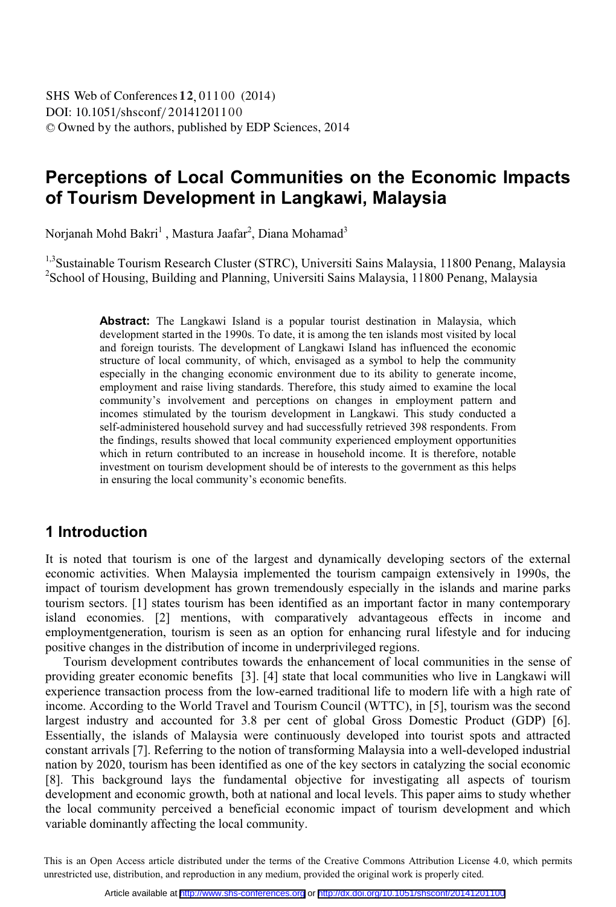# Perceptions of Local Communities on the Economic Impacts of Tourism Development in Langkawi, Malaysia

Norjanah Mohd Bakri[1] , Mastura Jaafar[2], Diana Mohamad[3]

[1,3]Sustainable Tourism Research Cluster (STRC), Universiti Sains Malaysia, 11800 Penang, Malaysia
[2]School of Housing, Building and Planning, Universiti Sains Malaysia, 11800 Penang, Malaysia

**Abstract:** The Langkawi Island is a popular tourist destination in Malaysia, which development started in the 1990s. To date, it is among the ten islands most visited by local and foreign tourists. The development of Langkawi Island has influenced the economic structure of local community, of which, envisaged as a symbol to help the community especially in the changing economic environment due to its ability to generate income, employment and raise living standards. Therefore, this study aimed to examine the local community's involvement and perceptions on changes in employment pattern and incomes stimulated by the tourism development in Langkawi. This study conducted a self-administered household survey and had successfully retrieved 398 respondents. From the findings, results showed that local community experienced employment opportunities which in return contributed to an increase in household income. It is therefore, notable investment on tourism development should be of interests to the government as this helps in ensuring the local community's economic benefits.

## 1 Introduction

It is noted that tourism is one of the largest and dynamically developing sectors of the external economic activities. When Malaysia implemented the tourism campaign extensively in 1990s, the impact of tourism development has grown tremendously especially in the islands and marine parks tourism sectors. [1] states tourism has been identified as an important factor in many contemporary island economies. [2] mentions, with comparatively advantageous effects in income and employmentgeneration, tourism is seen as an option for enhancing rural lifestyle and for inducing positive changes in the distribution of income in underprivileged regions.

Tourism development contributes towards the enhancement of local communities in the sense of providing greater economic benefits [3]. [4] state that local communities who live in Langkawi will experience transaction process from the low-earned traditional life to modern life with a high rate of income. According to the World Travel and Tourism Council (WTTC), in [5], tourism was the second largest industry and accounted for 3.8 per cent of global Gross Domestic Product (GDP) [6]. Essentially, the islands of Malaysia were continuously developed into tourist spots and attracted constant arrivals [7]. Referring to the notion of transforming Malaysia into a well-developed industrial nation by 2020, tourism has been identified as one of the key sectors in catalyzing the social economic [8]. This background lays the fundamental objective for investigating all aspects of tourism development and economic growth, both at national and local levels. This paper aims to study whether the local community perceived a beneficial economic impact of tourism development and which variable dominantly affecting the local community.

This is an Open Access article distributed under the terms of the Creative Commons Attribution License 4.0, which permits unrestricted use, distribution, and reproduction in any medium, provided the original work is properly cited.

Article available at http://www.shs-conferences.org or http://dx.doi.org/10.1051/shsconf/20141201100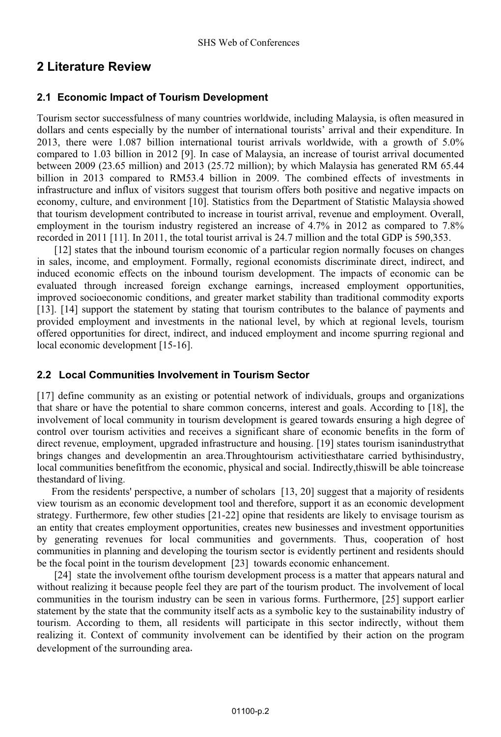## 2 Literature Review

### 2.1 Economic Impact of Tourism Development

Tourism sector successfulness of many countries worldwide, including Malaysia, is often measured in dollars and cents especially by the number of international tourists' arrival and their expenditure. In 2013, there were 1.087 billion international tourist arrivals worldwide, with a growth of 5.0% compared to 1.03 billion in 2012 [9]. In case of Malaysia, an increase of tourist arrival documented between 2009 (23.65 million) and 2013 (25.72 million); by which Malaysia has generated RM 65.44 billion in 2013 compared to RM53.4 billion in 2009. The combined effects of investments in infrastructure and influx of visitors suggest that tourism offers both positive and negative impacts on economy, culture, and environment [10]. Statistics from the Department of Statistic Malaysia showed that tourism development contributed to increase in tourist arrival, revenue and employment. Overall, employment in the tourism industry registered an increase of 4.7% in 2012 as compared to 7.8% recorded in 2011 [11]. In 2011, the total tourist arrival is 24.7 million and the total GDP is 590,353.

[12] states that the inbound tourism economic of a particular region normally focuses on changes in sales, income, and employment. Formally, regional economists discriminate direct, indirect, and induced economic effects on the inbound tourism development. The impacts of economic can be evaluated through increased foreign exchange earnings, increased employment opportunities, improved socioeconomic conditions, and greater market stability than traditional commodity exports [13]. [14] support the statement by stating that tourism contributes to the balance of payments and provided employment and investments in the national level, by which at regional levels, tourism offered opportunities for direct, indirect, and induced employment and income spurring regional and local economic development [15-16].

### 2.2 Local Communities Involvement in Tourism Sector

[17] define community as an existing or potential network of individuals, groups and organizations that share or have the potential to share common concerns, interest and goals. According to [18], the involvement of local community in tourism development is geared towards ensuring a high degree of control over tourism activities and receives a significant share of economic benefits in the form of direct revenue, employment, upgraded infrastructure and housing. [19] states tourism isanindustrythat brings changes and developmentin an area.Throughtourism activitiesthatare carried bythisindustry, local communities benefitfrom the economic, physical and social. Indirectly,thiswill be able toincrease thestandard of living.

From the residents' perspective, a number of scholars [13, 20] suggest that a majority of residents view tourism as an economic development tool and therefore, support it as an economic development strategy. Furthermore, few other studies [21-22] opine that residents are likely to envisage tourism as an entity that creates employment opportunities, creates new businesses and investment opportunities by generating revenues for local communities and governments. Thus, cooperation of host communities in planning and developing the tourism sector is evidently pertinent and residents should be the focal point in the tourism development [23] towards economic enhancement.

[24] state the involvement ofthe tourism development process is a matter that appears natural and without realizing it because people feel they are part of the tourism product. The involvement of local communities in the tourism industry can be seen in various forms. Furthermore, [25] support earlier statement by the state that the community itself acts as a symbolic key to the sustainability industry of tourism. According to them, all residents will participate in this sector indirectly, without them realizing it. Context of community involvement can be identified by their action on the program development of the surrounding area.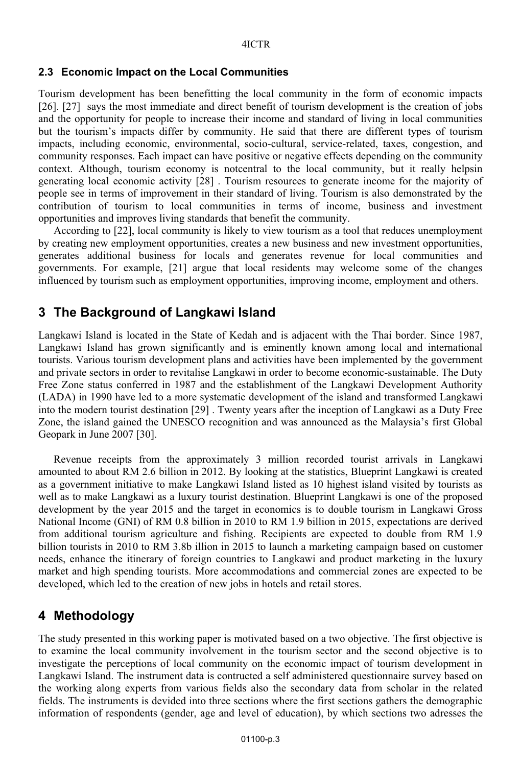### 2.3 Economic Impact on the Local Communities

Tourism development has been benefitting the local community in the form of economic impacts [26]. [27] says the most immediate and direct benefit of tourism development is the creation of jobs and the opportunity for people to increase their income and standard of living in local communities but the tourism's impacts differ by community. He said that there are different types of tourism impacts, including economic, environmental, socio-cultural, service-related, taxes, congestion, and community responses. Each impact can have positive or negative effects depending on the community context. Although, tourism economy is notcentral to the local community, but it really helpsin generating local economic activity [28] . Tourism resources to generate income for the majority of people see in terms of improvement in their standard of living. Tourism is also demonstrated by the contribution of tourism to local communities in terms of income, business and investment opportunities and improves living standards that benefit the community.

According to [22], local community is likely to view tourism as a tool that reduces unemployment by creating new employment opportunities, creates a new business and new investment opportunities, generates additional business for locals and generates revenue for local communities and governments. For example, [21] argue that local residents may welcome some of the changes influenced by tourism such as employment opportunities, improving income, employment and others.

## 3 The Background of Langkawi Island

Langkawi Island is located in the State of Kedah and is adjacent with the Thai border. Since 1987, Langkawi Island has grown significantly and is eminently known among local and international tourists. Various tourism development plans and activities have been implemented by the government and private sectors in order to revitalise Langkawi in order to become economic-sustainable. The Duty Free Zone status conferred in 1987 and the establishment of the Langkawi Development Authority (LADA) in 1990 have led to a more systematic development of the island and transformed Langkawi into the modern tourist destination [29] . Twenty years after the inception of Langkawi as a Duty Free Zone, the island gained the UNESCO recognition and was announced as the Malaysia's first Global Geopark in June 2007 [30].

Revenue receipts from the approximately 3 million recorded tourist arrivals in Langkawi amounted to about RM 2.6 billion in 2012. By looking at the statistics, Blueprint Langkawi is created as a government initiative to make Langkawi Island listed as 10 highest island visited by tourists as well as to make Langkawi as a luxury tourist destination. Blueprint Langkawi is one of the proposed development by the year 2015 and the target in economics is to double tourism in Langkawi Gross National Income (GNI) of RM 0.8 billion in 2010 to RM 1.9 billion in 2015, expectations are derived from additional tourism agriculture and fishing. Recipients are expected to double from RM 1.9 billion tourists in 2010 to RM 3.8b illion in 2015 to launch a marketing campaign based on customer needs, enhance the itinerary of foreign countries to Langkawi and product marketing in the luxury market and high spending tourists. More accommodations and commercial zones are expected to be developed, which led to the creation of new jobs in hotels and retail stores.

## 4 Methodology

The study presented in this working paper is motivated based on a two objective. The first objective is to examine the local community involvement in the tourism sector and the second objective is to investigate the perceptions of local community on the economic impact of tourism development in Langkawi Island. The instrument data is contructed a self administered questionnaire survey based on the working along experts from various fields also the secondary data from scholar in the related fields. The instruments is devided into three sections where the first sections gathers the demographic information of respondents (gender, age and level of education), by which sections two adresses the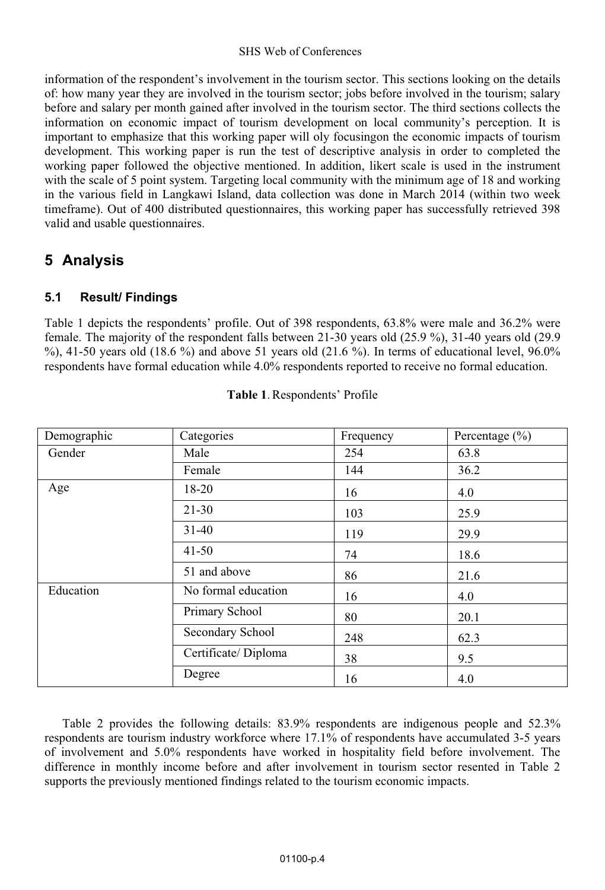information of the respondent's involvement in the tourism sector. This sections looking on the details of: how many year they are involved in the tourism sector; jobs before involved in the tourism; salary before and salary per month gained after involved in the tourism sector. The third sections collects the information on economic impact of tourism development on local community's perception. It is important to emphasize that this working paper will oly focusingon the economic impacts of tourism development. This working paper is run the test of descriptive analysis in order to completed the working paper followed the objective mentioned. In addition, likert scale is used in the instrument with the scale of 5 point system. Targeting local community with the minimum age of 18 and working in the various field in Langkawi Island, data collection was done in March 2014 (within two week timeframe). Out of 400 distributed questionnaires, this working paper has successfully retrieved 398 valid and usable questionnaires.

## 5 Analysis

### 5.1 Result/ Findings

Table 1 depicts the respondents' profile. Out of 398 respondents, 63.8% were male and 36.2% were female. The majority of the respondent falls between 21-30 years old (25.9 %), 31-40 years old (29.9 %), 41-50 years old (18.6 %) and above 51 years old (21.6 %). In terms of educational level, 96.0% respondents have formal education while 4.0% respondents reported to receive no formal education.

**Table 1**. Respondents' Profile

| Demographic | Categories | Frequency | Percentage (%) |
|---|---|---|---|
| Gender | Male | 254 | 63.8 |
| | Female | 144 | 36.2 |
| Age | 18-20 | 16 | 4.0 |
| | 21-30 | 103 | 25.9 |
| | 31-40 | 119 | 29.9 |
| | 41-50 | 74 | 18.6 |
| | 51 and above | 86 | 21.6 |
| Education | No formal education | 16 | 4.0 |
| | Primary School | 80 | 20.1 |
| | Secondary School | 248 | 62.3 |
| | Certificate/ Diploma | 38 | 9.5 |
| | Degree | 16 | 4.0 |

Table 2 provides the following details: 83.9% respondents are indigenous people and 52.3% respondents are tourism industry workforce where 17.1% of respondents have accumulated 3-5 years of involvement and 5.0% respondents have worked in hospitality field before involvement. The difference in monthly income before and after involvement in tourism sector resented in Table 2 supports the previously mentioned findings related to the tourism economic impacts.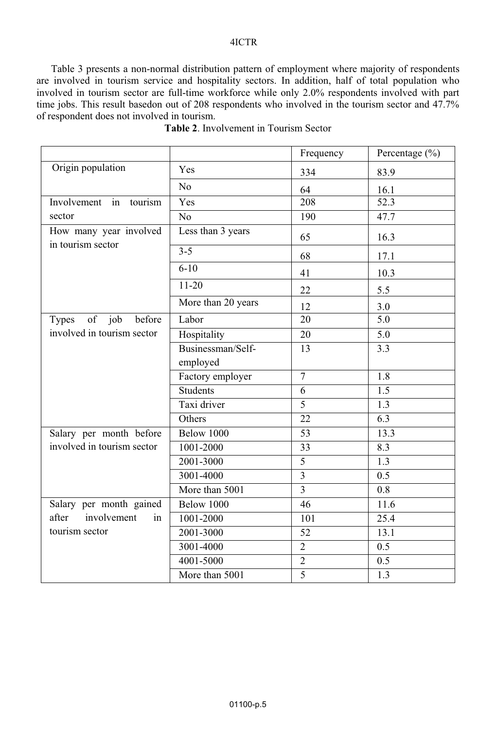Table 3 presents a non-normal distribution pattern of employment where majority of respondents are involved in tourism service and hospitality sectors. In addition, half of total population who involved in tourism sector are full-time workforce while only 2.0% respondents involved with part time jobs. This result basedon out of 208 respondents who involved in the tourism sector and 47.7% of respondent does not involved in tourism.

**Table 2**. Involvement in Tourism Sector

| | | Frequency | Percentage (%) |
|---|---|---|---|
| Origin population | Yes | 334 | 83.9 |
| | No | 64 | 16.1 |
| Involvement in tourism sector | Yes | 208 | 52.3 |
| | No | 190 | 47.7 |
| How many year involved in tourism sector | Less than 3 years | 65 | 16.3 |
| | 3-5 | 68 | 17.1 |
| | 6-10 | 41 | 10.3 |
| | 11-20 | 22 | 5.5 |
| | More than 20 years | 12 | 3.0 |
| Types of job before involved in tourism sector | Labor | 20 | 5.0 |
| | Hospitality | 20 | 5.0 |
| | Businessman/Self-employed | 13 | 3.3 |
| | Factory employer | 7 | 1.8 |
| | Students | 6 | 1.5 |
| | Taxi driver | 5 | 1.3 |
| | Others | 22 | 6.3 |
| Salary per month before involved in tourism sector | Below 1000 | 53 | 13.3 |
| | 1001-2000 | 33 | 8.3 |
| | 2001-3000 | 5 | 1.3 |
| | 3001-4000 | 3 | 0.5 |
| | More than 5001 | 3 | 0.8 |
| Salary per month gained after involvement in tourism sector | Below 1000 | 46 | 11.6 |
| | 1001-2000 | 101 | 25.4 |
| | 2001-3000 | 52 | 13.1 |
| | 3001-4000 | 2 | 0.5 |
| | 4001-5000 | 2 | 0.5 |
| | More than 5001 | 5 | 1.3 |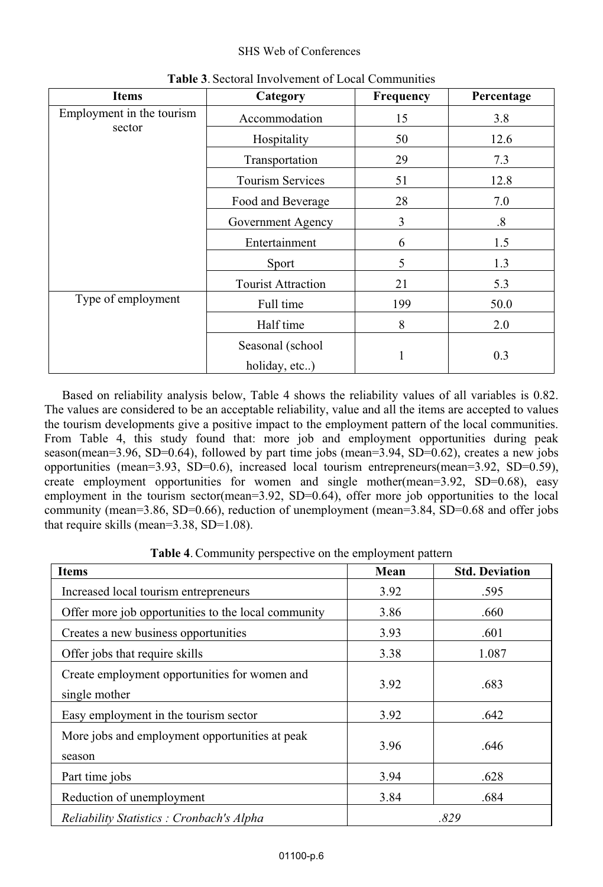**Table 3**. Sectoral Involvement of Local Communities

| Items | Category | Frequency | Percentage |
|---|---|---|---|
| Employment in the tourism sector | Accommodation | 15 | 3.8 |
| | Hospitality | 50 | 12.6 |
| | Transportation | 29 | 7.3 |
| | Tourism Services | 51 | 12.8 |
| | Food and Beverage | 28 | 7.0 |
| | Government Agency | 3 | .8 |
| | Entertainment | 6 | 1.5 |
| | Sport | 5 | 1.3 |
| | Tourist Attraction | 21 | 5.3 |
| Type of employment | Full time | 199 | 50.0 |
| | Half time | 8 | 2.0 |
| | Seasonal (school holiday, etc..) | 1 | 0.3 |

Based on reliability analysis below, Table 4 shows the reliability values of all variables is 0.82. The values are considered to be an acceptable reliability, value and all the items are accepted to values the tourism developments give a positive impact to the employment pattern of the local communities. From Table 4, this study found that: more job and employment opportunities during peak season(mean=3.96, SD=0.64), followed by part time jobs (mean=3.94, SD=0.62), creates a new jobs opportunities (mean=3.93, SD=0.6), increased local tourism entrepreneurs(mean=3.92, SD=0.59), create employment opportunities for women and single mother(mean=3.92, SD=0.68), easy employment in the tourism sector(mean=3.92, SD=0.64), offer more job opportunities to the local community (mean=3.86, SD=0.66), reduction of unemployment (mean=3.84, SD=0.68 and offer jobs that require skills (mean=3.38, SD=1.08).

**Table 4**. Community perspective on the employment pattern

| Items | Mean | Std. Deviation |
|---|---|---|
| Increased local tourism entrepreneurs | 3.92 | .595 |
| Offer more job opportunities to the local community | 3.86 | .660 |
| Creates a new business opportunities | 3.93 | .601 |
| Offer jobs that require skills | 3.38 | 1.087 |
| Create employment opportunities for women and single mother | 3.92 | .683 |
| Easy employment in the tourism sector | 3.92 | .642 |
| More jobs and employment opportunities at peak season | 3.96 | .646 |
| Part time jobs | 3.94 | .628 |
| Reduction of unemployment | 3.84 | .684 |
| *Reliability Statistics : Cronbach's Alpha* | *.829* | |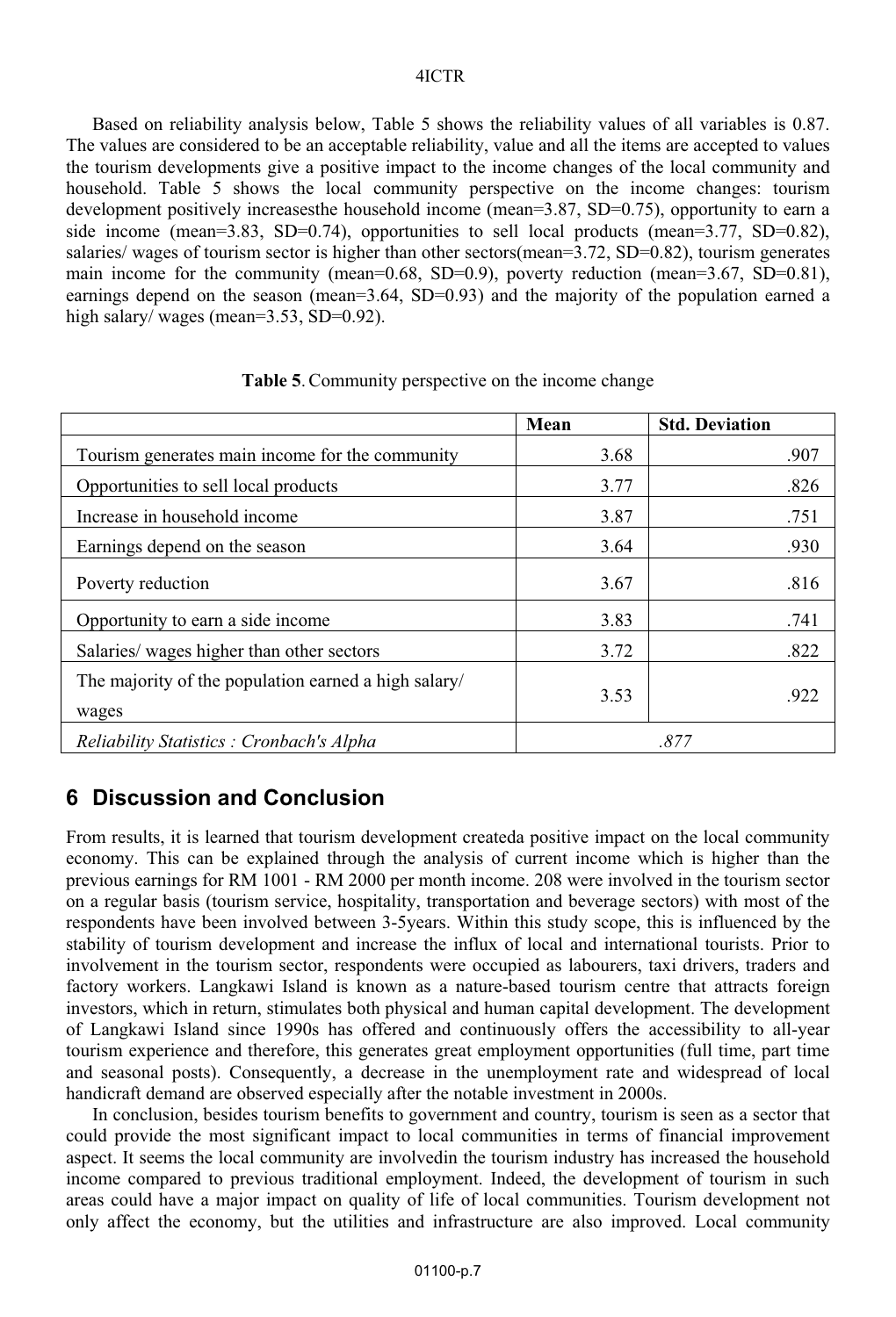Based on reliability analysis below, Table 5 shows the reliability values of all variables is 0.87. The values are considered to be an acceptable reliability, value and all the items are accepted to values the tourism developments give a positive impact to the income changes of the local community and household. Table 5 shows the local community perspective on the income changes: tourism development positively increasesthe household income (mean=3.87, SD=0.75), opportunity to earn a side income (mean=3.83, SD=0.74), opportunities to sell local products (mean=3.77, SD=0.82), salaries/ wages of tourism sector is higher than other sectors(mean=3.72, SD=0.82), tourism generates main income for the community (mean=0.68, SD=0.9), poverty reduction (mean=3.67, SD=0.81), earnings depend on the season (mean=3.64, SD=0.93) and the majority of the population earned a high salary/ wages (mean=3.53, SD=0.92).

**Table 5**. Community perspective on the income change

| | Mean | Std. Deviation |
|---|---|---|
| Tourism generates main income for the community | 3.68 | .907 |
| Opportunities to sell local products | 3.77 | .826 |
| Increase in household income | 3.87 | .751 |
| Earnings depend on the season | 3.64 | .930 |
| Poverty reduction | 3.67 | .816 |
| Opportunity to earn a side income | 3.83 | .741 |
| Salaries/ wages higher than other sectors | 3.72 | .822 |
| The majority of the population earned a high salary/ wages | 3.53 | .922 |
| *Reliability Statistics : Cronbach's Alpha* | *.877* | |

## 6 Discussion and Conclusion

From results, it is learned that tourism development createda positive impact on the local community economy. This can be explained through the analysis of current income which is higher than the previous earnings for RM 1001 - RM 2000 per month income. 208 were involved in the tourism sector on a regular basis (tourism service, hospitality, transportation and beverage sectors) with most of the respondents have been involved between 3-5years. Within this study scope, this is influenced by the stability of tourism development and increase the influx of local and international tourists. Prior to involvement in the tourism sector, respondents were occupied as labourers, taxi drivers, traders and factory workers. Langkawi Island is known as a nature-based tourism centre that attracts foreign investors, which in return, stimulates both physical and human capital development. The development of Langkawi Island since 1990s has offered and continuously offers the accessibility to all-year tourism experience and therefore, this generates great employment opportunities (full time, part time and seasonal posts). Consequently, a decrease in the unemployment rate and widespread of local handicraft demand are observed especially after the notable investment in 2000s.

In conclusion, besides tourism benefits to government and country, tourism is seen as a sector that could provide the most significant impact to local communities in terms of financial improvement aspect. It seems the local community are involvedin the tourism industry has increased the household income compared to previous traditional employment. Indeed, the development of tourism in such areas could have a major impact on quality of life of local communities. Tourism development not only affect the economy, but the utilities and infrastructure are also improved. Local community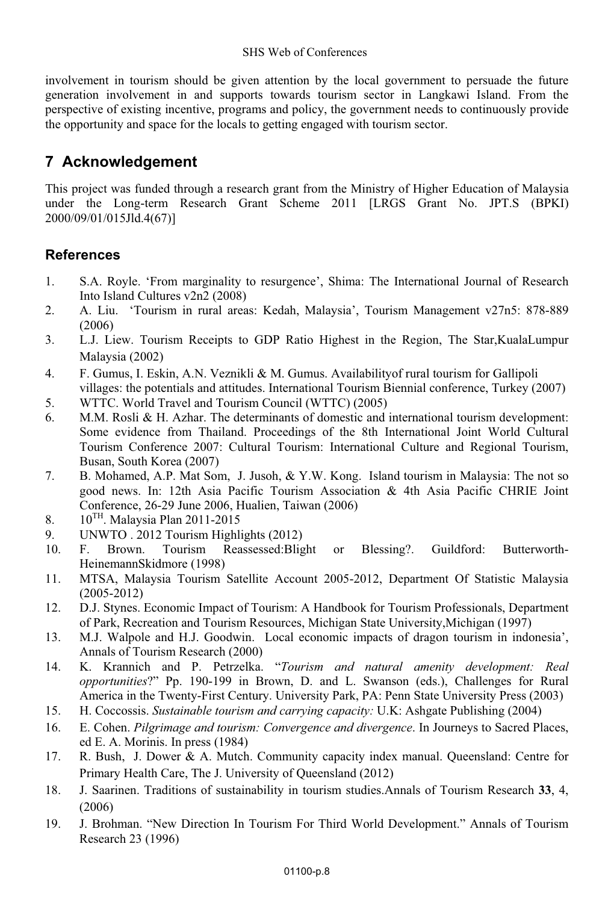involvement in tourism should be given attention by the local government to persuade the future generation involvement in and supports towards tourism sector in Langkawi Island. From the perspective of existing incentive, programs and policy, the government needs to continuously provide the opportunity and space for the locals to getting engaged with tourism sector.

## 7 Acknowledgement

This project was funded through a research grant from the Ministry of Higher Education of Malaysia under the Long-term Research Grant Scheme 2011 [LRGS Grant No. JPT.S (BPKI) 2000/09/01/015Jld.4(67)]

### References

1. S.A. Royle. 'From marginality to resurgence', Shima: The International Journal of Research Into Island Cultures v2n2 (2008)
2. A. Liu. 'Tourism in rural areas: Kedah, Malaysia', Tourism Management v27n5: 878-889 (2006)
3. L.J. Liew. Tourism Receipts to GDP Ratio Highest in the Region, The Star,KualaLumpur Malaysia (2002)
4. F. Gumus, I. Eskin, A.N. Veznikli & M. Gumus. Availabilityof rural tourism for Gallipoli villages: the potentials and attitudes. International Tourism Biennial conference, Turkey (2007)
5. WTTC. World Travel and Tourism Council (WTTC) (2005)
6. M.M. Rosli & H. Azhar. The determinants of domestic and international tourism development: Some evidence from Thailand. Proceedings of the 8th International Joint World Cultural Tourism Conference 2007: Cultural Tourism: International Culture and Regional Tourism, Busan, South Korea (2007)
7. B. Mohamed, A.P. Mat Som, J. Jusoh, & Y.W. Kong. Island tourism in Malaysia: The not so good news. In: 12th Asia Pacific Tourism Association & 4th Asia Pacific CHRIE Joint Conference, 26-29 June 2006, Hualien, Taiwan (2006)
8. 10TH. Malaysia Plan 2011-2015
9. UNWTO . 2012 Tourism Highlights (2012)
10. F. Brown. Tourism Reassessed:Blight or Blessing?. Guildford: Butterworth-HeinemannSkidmore (1998)
11. MTSA, Malaysia Tourism Satellite Account 2005-2012, Department Of Statistic Malaysia (2005-2012)
12. D.J. Stynes. Economic Impact of Tourism: A Handbook for Tourism Professionals, Department of Park, Recreation and Tourism Resources, Michigan State University,Michigan (1997)
13. M.J. Walpole and H.J. Goodwin. Local economic impacts of dragon tourism in indonesia', Annals of Tourism Research (2000)
14. K. Krannich and P. Petrzelka. "*Tourism and natural amenity development: Real opportunities*?" Pp. 190-199 in Brown, D. and L. Swanson (eds.), Challenges for Rural America in the Twenty-First Century. University Park, PA: Penn State University Press (2003)
15. H. Coccossis. *Sustainable tourism and carrying capacity:* U.K: Ashgate Publishing (2004)
16. E. Cohen. *Pilgrimage and tourism: Convergence and divergence*. In Journeys to Sacred Places, ed E. A. Morinis. In press (1984)
17. R. Bush, J. Dower & A. Mutch. Community capacity index manual. Queensland: Centre for Primary Health Care, The J. University of Queensland (2012)
18. J. Saarinen. Traditions of sustainability in tourism studies.Annals of Tourism Research **33**, 4, (2006)
19. J. Brohman. "New Direction In Tourism For Third World Development." Annals of Tourism Research 23 (1996)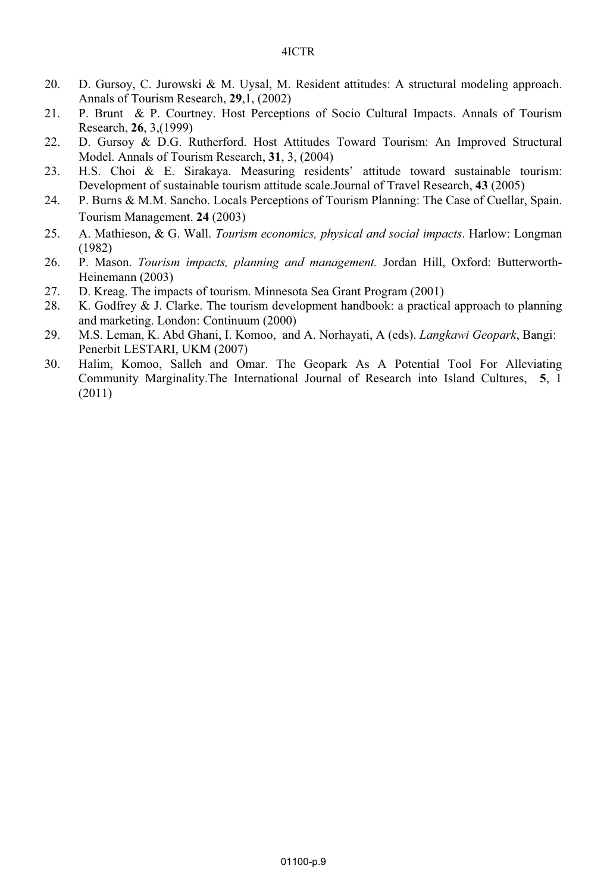20. D. Gursoy, C. Jurowski & M. Uysal, M. Resident attitudes: A structural modeling approach. Annals of Tourism Research, **29**,1, (2002)
21. P. Brunt & P. Courtney. Host Perceptions of Socio Cultural Impacts. Annals of Tourism Research, **26**, 3,(1999)
22. D. Gursoy & D.G. Rutherford. Host Attitudes Toward Tourism: An Improved Structural Model. Annals of Tourism Research, **31**, 3, (2004)
23. H.S. Choi & E. Sirakaya. Measuring residents' attitude toward sustainable tourism: Development of sustainable tourism attitude scale.Journal of Travel Research, **43** (2005)
24. P. Burns & M.M. Sancho. Locals Perceptions of Tourism Planning: The Case of Cuellar, Spain. Tourism Management. **24** (2003)
25. A. Mathieson, & G. Wall. *Tourism economics, physical and social impacts*. Harlow: Longman (1982)
26. P. Mason. *Tourism impacts, planning and management.* Jordan Hill, Oxford: Butterworth-Heinemann (2003)
27. D. Kreag. The impacts of tourism. Minnesota Sea Grant Program (2001)
28. K. Godfrey & J. Clarke. The tourism development handbook: a practical approach to planning and marketing. London: Continuum (2000)
29. M.S. Leman, K. Abd Ghani, I. Komoo, and A. Norhayati, A (eds). *Langkawi Geopark*, Bangi: Penerbit LESTARI, UKM (2007)
30. Halim, Komoo, Salleh and Omar. The Geopark As A Potential Tool For Alleviating Community Marginality.The International Journal of Research into Island Cultures, **5**, 1 (2011)